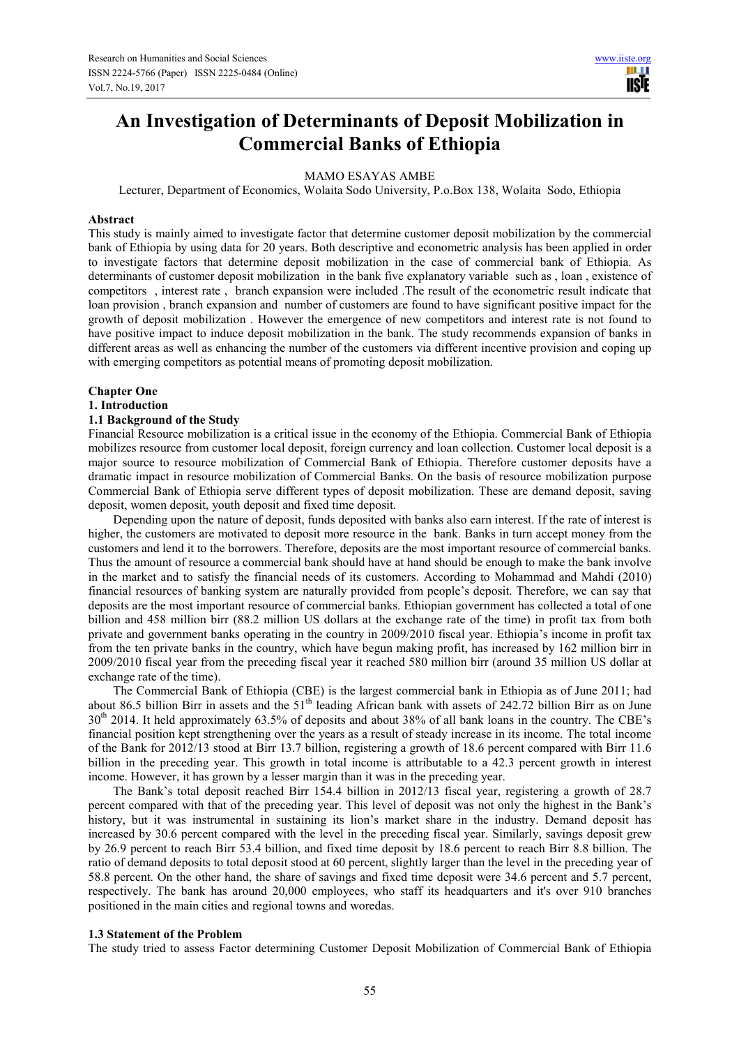# An Investigation of Determinants of Deposit Mobilization in Commercial Banks of Ethiopia

MAMO ESAYAS AMBE

Lecturer, Department of Economics, Wolaita Sodo University, P.o.Box 138, Wolaita Sodo, Ethiopia

**Abstract**

This study is mainly aimed to investigate factor that determine customer deposit mobilization by the commercial bank of Ethiopia by using data for 20 years. Both descriptive and econometric analysis has been applied in order to investigate factors that determine deposit mobilization in the case of commercial bank of Ethiopia. As determinants of customer deposit mobilization in the bank five explanatory variable such as , loan , existence of competitors , interest rate , branch expansion were included .The result of the econometric result indicate that loan provision , branch expansion and number of customers are found to have significant positive impact for the growth of deposit mobilization . However the emergence of new competitors and interest rate is not found to have positive impact to induce deposit mobilization in the bank. The study recommends expansion of banks in different areas as well as enhancing the number of the customers via different incentive provision and coping up with emerging competitors as potential means of promoting deposit mobilization.

## Chapter One

## 1. Introduction

### 1.1 Background of the Study

Financial Resource mobilization is a critical issue in the economy of the Ethiopia. Commercial Bank of Ethiopia mobilizes resource from customer local deposit, foreign currency and loan collection. Customer local deposit is a major source to resource mobilization of Commercial Bank of Ethiopia. Therefore customer deposits have a dramatic impact in resource mobilization of Commercial Banks. On the basis of resource mobilization purpose Commercial Bank of Ethiopia serve different types of deposit mobilization. These are demand deposit, saving deposit, women deposit, youth deposit and fixed time deposit.

Depending upon the nature of deposit, funds deposited with banks also earn interest. If the rate of interest is higher, the customers are motivated to deposit more resource in the bank. Banks in turn accept money from the customers and lend it to the borrowers. Therefore, deposits are the most important resource of commercial banks. Thus the amount of resource a commercial bank should have at hand should be enough to make the bank involve in the market and to satisfy the financial needs of its customers. According to Mohammad and Mahdi (2010) financial resources of banking system are naturally provided from people's deposit. Therefore, we can say that deposits are the most important resource of commercial banks. Ethiopian government has collected a total of one billion and 458 million birr (88.2 million US dollars at the exchange rate of the time) in profit tax from both private and government banks operating in the country in 2009/2010 fiscal year. Ethiopia's income in profit tax from the ten private banks in the country, which have begun making profit, has increased by 162 million birr in 2009/2010 fiscal year from the preceding fiscal year it reached 580 million birr (around 35 million US dollar at exchange rate of the time).

The Commercial Bank of Ethiopia (CBE) is the largest commercial bank in Ethiopia as of June 2011; had about 86.5 billion Birr in assets and the 51st leading African bank with assets of 242.72 billion Birr as on June 30th 2014. It held approximately 63.5% of deposits and about 38% of all bank loans in the country. The CBE's financial position kept strengthening over the years as a result of steady increase in its income. The total income of the Bank for 2012/13 stood at Birr 13.7 billion, registering a growth of 18.6 percent compared with Birr 11.6 billion in the preceding year. This growth in total income is attributable to a 42.3 percent growth in interest income. However, it has grown by a lesser margin than it was in the preceding year.

The Bank's total deposit reached Birr 154.4 billion in 2012/13 fiscal year, registering a growth of 28.7 percent compared with that of the preceding year. This level of deposit was not only the highest in the Bank's history, but it was instrumental in sustaining its lion's market share in the industry. Demand deposit has increased by 30.6 percent compared with the level in the preceding fiscal year. Similarly, savings deposit grew by 26.9 percent to reach Birr 53.4 billion, and fixed time deposit by 18.6 percent to reach Birr 8.8 billion. The ratio of demand deposits to total deposit stood at 60 percent, slightly larger than the level in the preceding year of 58.8 percent. On the other hand, the share of savings and fixed time deposit were 34.6 percent and 5.7 percent, respectively. The bank has around 20,000 employees, who staff its headquarters and it's over 910 branches positioned in the main cities and regional towns and woredas.

### 1.3 Statement of the Problem

The study tried to assess Factor determining Customer Deposit Mobilization of Commercial Bank of Ethiopia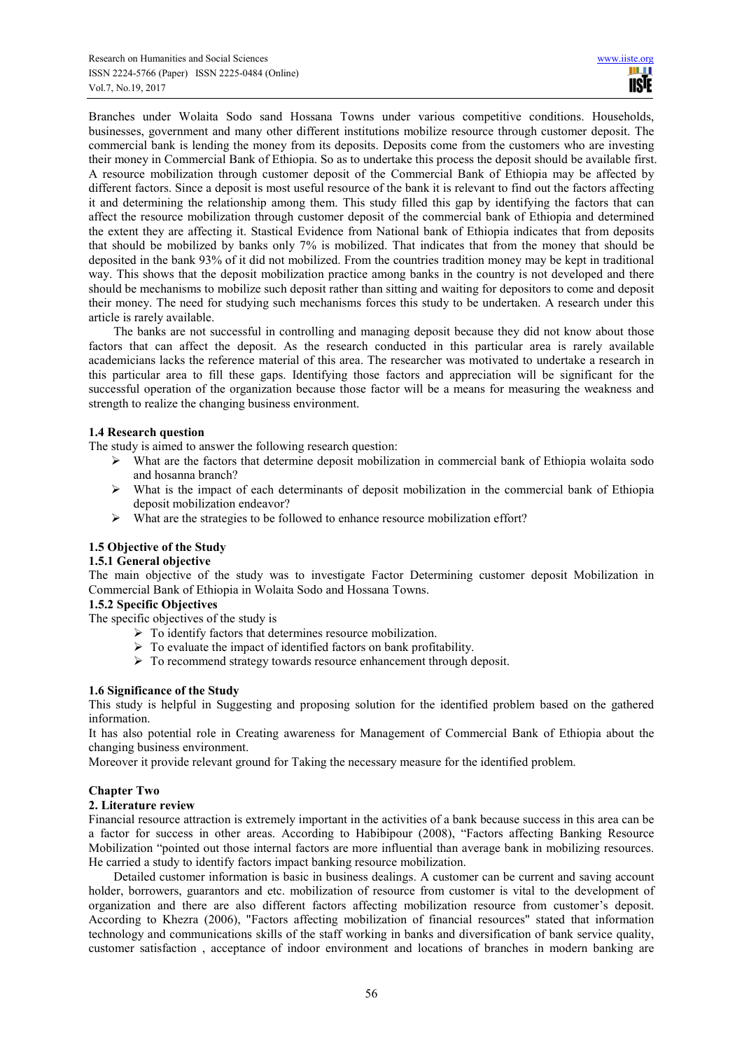Branches under Wolaita Sodo sand Hossana Towns under various competitive conditions. Households, businesses, government and many other different institutions mobilize resource through customer deposit. The commercial bank is lending the money from its deposits. Deposits come from the customers who are investing their money in Commercial Bank of Ethiopia. So as to undertake this process the deposit should be available first. A resource mobilization through customer deposit of the Commercial Bank of Ethiopia may be affected by different factors. Since a deposit is most useful resource of the bank it is relevant to find out the factors affecting it and determining the relationship among them. This study filled this gap by identifying the factors that can affect the resource mobilization through customer deposit of the commercial bank of Ethiopia and determined the extent they are affecting it. Stastical Evidence from National bank of Ethiopia indicates that from deposits that should be mobilized by banks only 7% is mobilized. That indicates that from the money that should be deposited in the bank 93% of it did not mobilized. From the countries tradition money may be kept in traditional way. This shows that the deposit mobilization practice among banks in the country is not developed and there should be mechanisms to mobilize such deposit rather than sitting and waiting for depositors to come and deposit their money. The need for studying such mechanisms forces this study to be undertaken. A research under this article is rarely available.

The banks are not successful in controlling and managing deposit because they did not know about those factors that can affect the deposit. As the research conducted in this particular area is rarely available academicians lacks the reference material of this area. The researcher was motivated to undertake a research in this particular area to fill these gaps. Identifying those factors and appreciation will be significant for the successful operation of the organization because those factor will be a means for measuring the weakness and strength to realize the changing business environment.

### 1.4 Research question

The study is aimed to answer the following research question:

- What are the factors that determine deposit mobilization in commercial bank of Ethiopia wolaita sodo and hosanna branch?
- What is the impact of each determinants of deposit mobilization in the commercial bank of Ethiopia deposit mobilization endeavor?
- What are the strategies to be followed to enhance resource mobilization effort?

### 1.5 Objective of the Study

#### 1.5.1 General objective

The main objective of the study was to investigate Factor Determining customer deposit Mobilization in Commercial Bank of Ethiopia in Wolaita Sodo and Hossana Towns.

#### 1.5.2 Specific Objectives

The specific objectives of the study is

- To identify factors that determines resource mobilization.
- To evaluate the impact of identified factors on bank profitability.
- To recommend strategy towards resource enhancement through deposit.

### 1.6 Significance of the Study

This study is helpful in Suggesting and proposing solution for the identified problem based on the gathered information.

It has also potential role in Creating awareness for Management of Commercial Bank of Ethiopia about the changing business environment.

Moreover it provide relevant ground for Taking the necessary measure for the identified problem.

## Chapter Two

## 2. Literature review

Financial resource attraction is extremely important in the activities of a bank because success in this area can be a factor for success in other areas. According to Habibipour (2008), "Factors affecting Banking Resource Mobilization "pointed out those internal factors are more influential than average bank in mobilizing resources. He carried a study to identify factors impact banking resource mobilization.

Detailed customer information is basic in business dealings. A customer can be current and saving account holder, borrowers, guarantors and etc. mobilization of resource from customer is vital to the development of organization and there are also different factors affecting mobilization resource from customer's deposit. According to Khezra (2006), "Factors affecting mobilization of financial resources" stated that information technology and communications skills of the staff working in banks and diversification of bank service quality, customer satisfaction , acceptance of indoor environment and locations of branches in modern banking are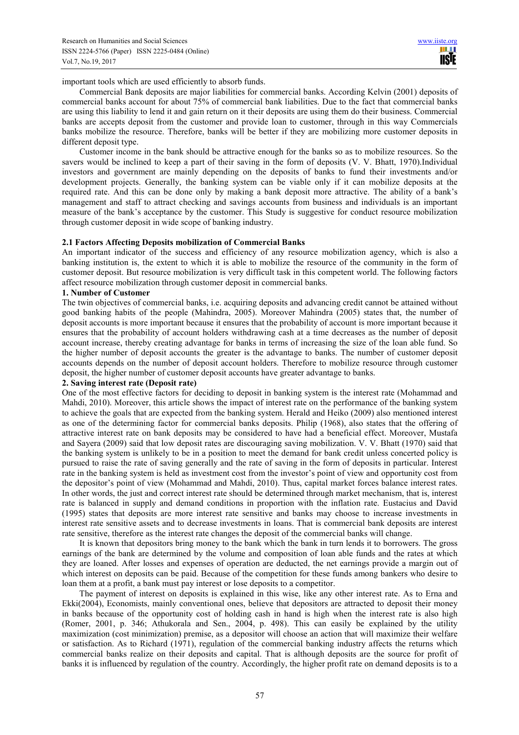important tools which are used efficiently to absorb funds.

Commercial Bank deposits are major liabilities for commercial banks. According Kelvin (2001) deposits of commercial banks account for about 75% of commercial bank liabilities. Due to the fact that commercial banks are using this liability to lend it and gain return on it their deposits are using them do their business. Commercial banks are accepts deposit from the customer and provide loan to customer, through in this way Commercials banks mobilize the resource. Therefore, banks will be better if they are mobilizing more customer deposits in different deposit type.

Customer income in the bank should be attractive enough for the banks so as to mobilize resources. So the savers would be inclined to keep a part of their saving in the form of deposits (V. V. Bhatt, 1970).Individual investors and government are mainly depending on the deposits of banks to fund their investments and/or development projects. Generally, the banking system can be viable only if it can mobilize deposits at the required rate. And this can be done only by making a bank deposit more attractive. The ability of a bank's management and staff to attract checking and savings accounts from business and individuals is an important measure of the bank's acceptance by the customer. This Study is suggestive for conduct resource mobilization through customer deposit in wide scope of banking industry.

### 2.1 Factors Affecting Deposits mobilization of Commercial Banks

An important indicator of the success and efficiency of any resource mobilization agency, which is also a banking institution is, the extent to which it is able to mobilize the resource of the community in the form of customer deposit. But resource mobilization is very difficult task in this competent world. The following factors affect resource mobilization through customer deposit in commercial banks.

#### 1. Number of Customer

The twin objectives of commercial banks, i.e. acquiring deposits and advancing credit cannot be attained without good banking habits of the people (Mahindra, 2005). Moreover Mahindra (2005) states that, the number of deposit accounts is more important because it ensures that the probability of account is more important because it ensures that the probability of account holders withdrawing cash at a time decreases as the number of deposit account increase, thereby creating advantage for banks in terms of increasing the size of the loan able fund. So the higher number of deposit accounts the greater is the advantage to banks. The number of customer deposit accounts depends on the number of deposit account holders. Therefore to mobilize resource through customer deposit, the higher number of customer deposit accounts have greater advantage to banks.

#### 2. Saving interest rate (Deposit rate)

One of the most effective factors for deciding to deposit in banking system is the interest rate (Mohammad and Mahdi, 2010). Moreover, this article shows the impact of interest rate on the performance of the banking system to achieve the goals that are expected from the banking system. Herald and Heiko (2009) also mentioned interest as one of the determining factor for commercial banks deposits. Philip (1968), also states that the offering of attractive interest rate on bank deposits may be considered to have had a beneficial effect. Moreover, Mustafa and Sayera (2009) said that low deposit rates are discouraging saving mobilization. V. V. Bhatt (1970) said that the banking system is unlikely to be in a position to meet the demand for bank credit unless concerted policy is pursued to raise the rate of saving generally and the rate of saving in the form of deposits in particular. Interest rate in the banking system is held as investment cost from the investor's point of view and opportunity cost from the depositor's point of view (Mohammad and Mahdi, 2010). Thus, capital market forces balance interest rates. In other words, the just and correct interest rate should be determined through market mechanism, that is, interest rate is balanced in supply and demand conditions in proportion with the inflation rate. Eustacius and David (1995) states that deposits are more interest rate sensitive and banks may choose to increase investments in interest rate sensitive assets and to decrease investments in loans. That is commercial bank deposits are interest rate sensitive, therefore as the interest rate changes the deposit of the commercial banks will change.

It is known that depositors bring money to the bank which the bank in turn lends it to borrowers. The gross earnings of the bank are determined by the volume and composition of loan able funds and the rates at which they are loaned. After losses and expenses of operation are deducted, the net earnings provide a margin out of which interest on deposits can be paid. Because of the competition for these funds among bankers who desire to loan them at a profit, a bank must pay interest or lose deposits to a competitor.

The payment of interest on deposits is explained in this wise, like any other interest rate. As to Erna and Ekki(2004), Economists, mainly conventional ones, believe that depositors are attracted to deposit their money in banks because of the opportunity cost of holding cash in hand is high when the interest rate is also high (Romer, 2001, p. 346; Athukorala and Sen., 2004, p. 498). This can easily be explained by the utility maximization (cost minimization) premise, as a depositor will choose an action that will maximize their welfare or satisfaction. As to Richard (1971), regulation of the commercial banking industry affects the returns which commercial banks realize on their deposits and capital. That is although deposits are the source for profit of banks it is influenced by regulation of the country. Accordingly, the higher profit rate on demand deposits is to a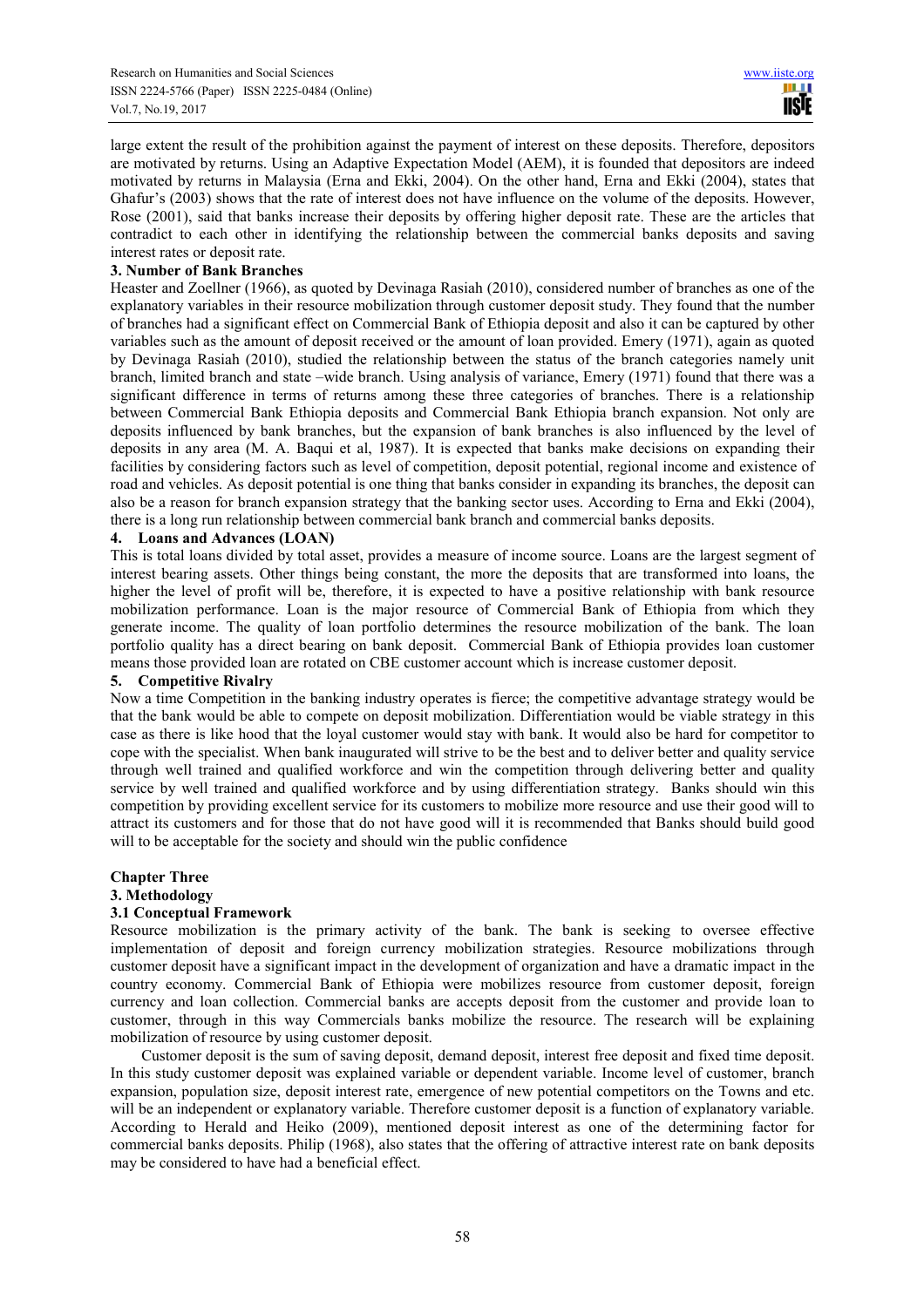large extent the result of the prohibition against the payment of interest on these deposits. Therefore, depositors are motivated by returns. Using an Adaptive Expectation Model (AEM), it is founded that depositors are indeed motivated by returns in Malaysia (Erna and Ekki, 2004). On the other hand, Erna and Ekki (2004), states that Ghafur's (2003) shows that the rate of interest does not have influence on the volume of the deposits. However, Rose (2001), said that banks increase their deposits by offering higher deposit rate. These are the articles that contradict to each other in identifying the relationship between the commercial banks deposits and saving interest rates or deposit rate.

**3. Number of Bank Branches**

Heaster and Zoellner (1966), as quoted by Devinaga Rasiah (2010), considered number of branches as one of the explanatory variables in their resource mobilization through customer deposit study. They found that the number of branches had a significant effect on Commercial Bank of Ethiopia deposit and also it can be captured by other variables such as the amount of deposit received or the amount of loan provided. Emery (1971), again as quoted by Devinaga Rasiah (2010), studied the relationship between the status of the branch categories namely unit branch, limited branch and state –wide branch. Using analysis of variance, Emery (1971) found that there was a significant difference in terms of returns among these three categories of branches. There is a relationship between Commercial Bank Ethiopia deposits and Commercial Bank Ethiopia branch expansion. Not only are deposits influenced by bank branches, but the expansion of bank branches is also influenced by the level of deposits in any area (M. A. Baqui et al, 1987). It is expected that banks make decisions on expanding their facilities by considering factors such as level of competition, deposit potential, regional income and existence of road and vehicles. As deposit potential is one thing that banks consider in expanding its branches, the deposit can also be a reason for branch expansion strategy that the banking sector uses. According to Erna and Ekki (2004), there is a long run relationship between commercial bank branch and commercial banks deposits.

**4. Loans and Advances (LOAN)**

This is total loans divided by total asset, provides a measure of income source. Loans are the largest segment of interest bearing assets. Other things being constant, the more the deposits that are transformed into loans, the higher the level of profit will be, therefore, it is expected to have a positive relationship with bank resource mobilization performance. Loan is the major resource of Commercial Bank of Ethiopia from which they generate income. The quality of loan portfolio determines the resource mobilization of the bank. The loan portfolio quality has a direct bearing on bank deposit. Commercial Bank of Ethiopia provides loan customer means those provided loan are rotated on CBE customer account which is increase customer deposit.

**5. Competitive Rivalry**

Now a time Competition in the banking industry operates is fierce; the competitive advantage strategy would be that the bank would be able to compete on deposit mobilization. Differentiation would be viable strategy in this case as there is like hood that the loyal customer would stay with bank. It would also be hard for competitor to cope with the specialist. When bank inaugurated will strive to be the best and to deliver better and quality service through well trained and qualified workforce and win the competition through delivering better and quality service by well trained and qualified workforce and by using differentiation strategy. Banks should win this competition by providing excellent service for its customers to mobilize more resource and use their good will to attract its customers and for those that do not have good will it is recommended that Banks should build good will to be acceptable for the society and should win the public confidence

# Chapter Three

## 3. Methodology

### 3.1 Conceptual Framework

Resource mobilization is the primary activity of the bank. The bank is seeking to oversee effective implementation of deposit and foreign currency mobilization strategies. Resource mobilizations through customer deposit have a significant impact in the development of organization and have a dramatic impact in the country economy. Commercial Bank of Ethiopia were mobilizes resource from customer deposit, foreign currency and loan collection. Commercial banks are accepts deposit from the customer and provide loan to customer, through in this way Commercials banks mobilize the resource. The research will be explaining mobilization of resource by using customer deposit.

Customer deposit is the sum of saving deposit, demand deposit, interest free deposit and fixed time deposit. In this study customer deposit was explained variable or dependent variable. Income level of customer, branch expansion, population size, deposit interest rate, emergence of new potential competitors on the Towns and etc. will be an independent or explanatory variable. Therefore customer deposit is a function of explanatory variable. According to Herald and Heiko (2009), mentioned deposit interest as one of the determining factor for commercial banks deposits. Philip (1968), also states that the offering of attractive interest rate on bank deposits may be considered to have had a beneficial effect.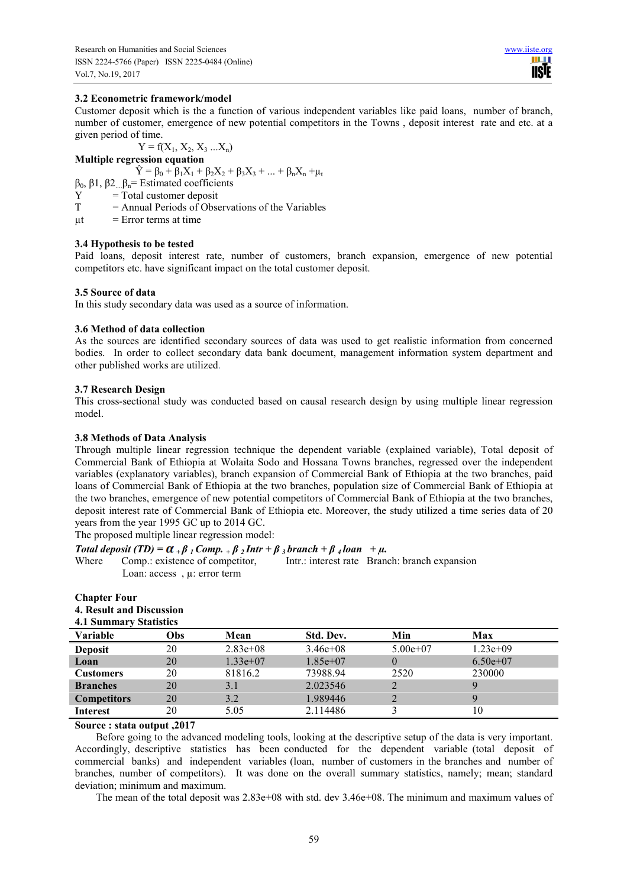### 3.2 Econometric framework/model

Customer deposit which is the a function of various independent variables like paid loans, number of branch, number of customer, emergence of new potential competitors in the Towns , deposit interest rate and etc. at a given period of time.

$$Y = f(X_1, X_2, X_3 ... X_n)$$

**Multiple regression equation**

$$\hat{Y} = \beta_0 + \beta_1 X_1 + \beta_2 X_2 + \beta_3 X_3 + ... + \beta_n X_n + \mu_t$$

$\beta_0$, $\beta 1$, $\beta 2_{....}\beta_n$= Estimated coefficients

Y = Total customer deposit

T = Annual Periods of Observations of the Variables

$\mu t$ = Error terms at time

### 3.4 Hypothesis to be tested

Paid loans, deposit interest rate, number of customers, branch expansion, emergence of new potential competitors etc. have significant impact on the total customer deposit.

### 3.5 Source of data

In this study secondary data was used as a source of information.

### 3.6 Method of data collection

As the sources are identified secondary sources of data was used to get realistic information from concerned bodies. In order to collect secondary data bank document, management information system department and other published works are utilized.

### 3.7 Research Design

This cross-sectional study was conducted based on causal research design by using multiple linear regression model.

### 3.8 Methods of Data Analysis

Through multiple linear regression technique the dependent variable (explained variable), Total deposit of Commercial Bank of Ethiopia at Wolaita Sodo and Hossana Towns branches, regressed over the independent variables (explanatory variables), branch expansion of Commercial Bank of Ethiopia at the two branches, paid loans of Commercial Bank of Ethiopia at the two branches, population size of Commercial Bank of Ethiopia at the two branches, emergence of new potential competitors of Commercial Bank of Ethiopia at the two branches, deposit interest rate of Commercial Bank of Ethiopia etc. Moreover, the study utilized a time series data of 20 years from the year 1995 GC up to 2014 GC.

The proposed multiple linear regression model:

***Total deposit (TD)*** $= \alpha + \beta_1 \textit{Comp.} + \beta_2 \textit{Intr} + \beta_3 \textit{branch} + \beta_4 \textit{loan} + \mu.$

Where Comp.: existence of competitor, Intr.: interest rate Branch: branch expansion

Loan: access , $\mu$: error term

## Chapter Four

## 4. Result and Discussion

### 4.1 Summary Statistics

| Variable | Obs | Mean | Std. Dev. | Min | Max |
|---|---|---|---|---|---|
| **Deposit** | 20 | 2.83e+08 | 3.46e+08 | 5.00e+07 | 1.23e+09 |
| **Loan** | 20 | 1.33e+07 | 1.85e+07 | 0 | 6.50e+07 |
| **Customers** | 20 | 81816.2 | 73988.94 | 2520 | 230000 |
| **Branches** | 20 | 3.1 | 2.023546 | 2 | 9 |
| **Competitors** | 20 | 3.2 | 1.989446 | 2 | 9 |
| **Interest** | 20 | 5.05 | 2.114486 | 3 | 10 |

**Source : stata output ,2017**

Before going to the advanced modeling tools, looking at the descriptive setup of the data is very important. Accordingly, descriptive statistics has been conducted for the dependent variable (total deposit of commercial banks) and independent variables (loan, number of customers in the branches and number of branches, number of competitors). It was done on the overall summary statistics, namely; mean; standard deviation; minimum and maximum.

The mean of the total deposit was 2.83e+08 with std. dev 3.46e+08. The minimum and maximum values of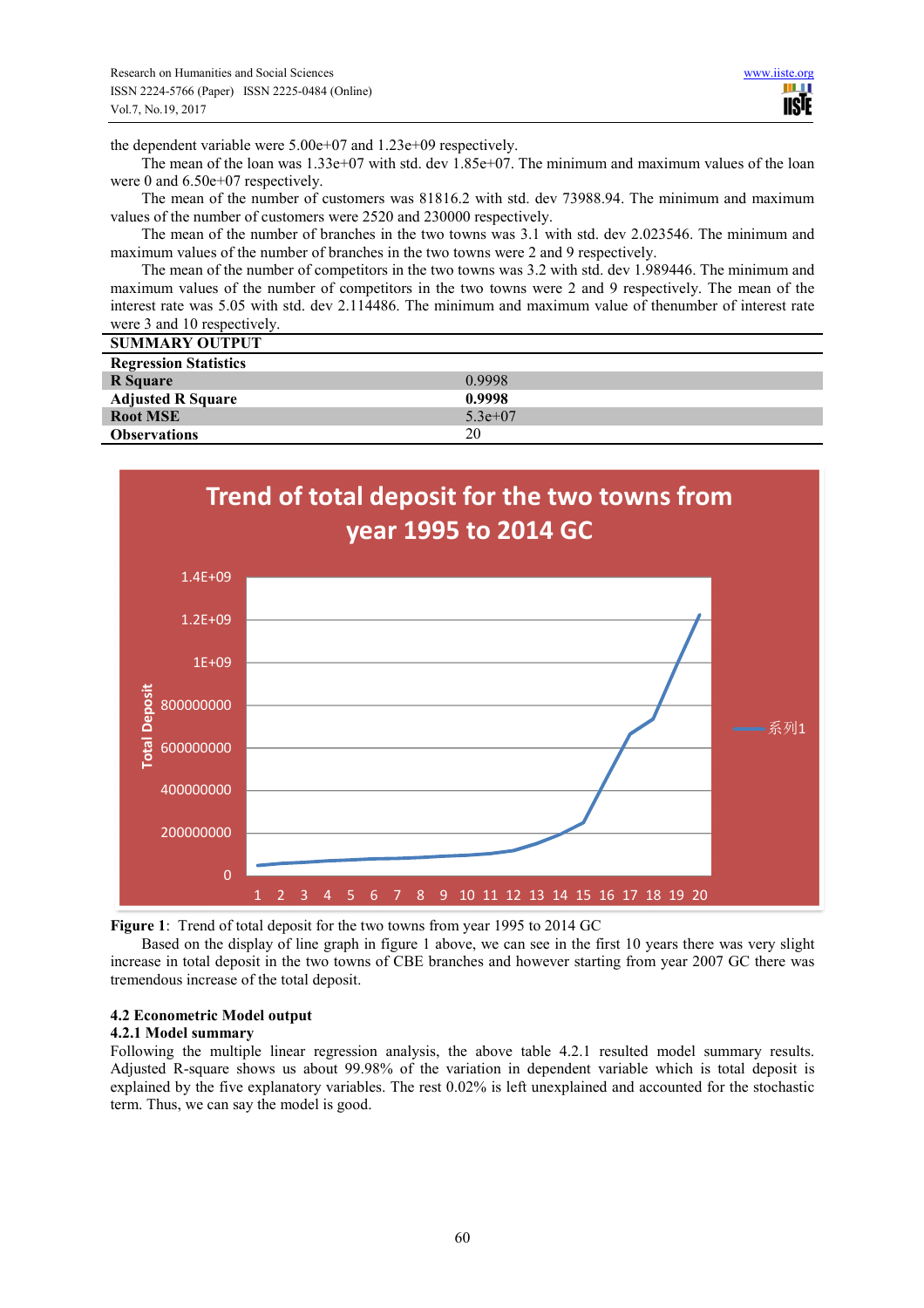the dependent variable were 5.00e+07 and 1.23e+09 respectively.

The mean of the loan was 1.33e+07 with std. dev 1.85e+07. The minimum and maximum values of the loan were 0 and 6.50e+07 respectively.

The mean of the number of customers was 81816.2 with std. dev 73988.94. The minimum and maximum values of the number of customers were 2520 and 230000 respectively.

The mean of the number of branches in the two towns was 3.1 with std. dev 2.023546. The minimum and maximum values of the number of branches in the two towns were 2 and 9 respectively.

The mean of the number of competitors in the two towns was 3.2 with std. dev 1.989446. The minimum and maximum values of the number of competitors in the two towns were 2 and 9 respectively. The mean of the interest rate was 5.05 with std. dev 2.114486. The minimum and maximum value of thenumber of interest rate were 3 and 10 respectively.

| **SUMMARY OUTPUT** | |
|---|---|
| **Regression Statistics** | |
| **R Square** | 0.9998 |
| **Adjusted R Square** | **0.9998** |
| **Root MSE** | 5.3e+07 |
| **Observations** | 20 |

**Figure 1**: Trend of total deposit for the two towns from year 1995 to 2014 GC

Based on the display of line graph in figure 1 above, we can see in the first 10 years there was very slight increase in total deposit in the two towns of CBE branches and however starting from year 2007 GC there was tremendous increase of the total deposit.

### 4.2 Econometric Model output

#### 4.2.1 Model summary

Following the multiple linear regression analysis, the above table 4.2.1 resulted model summary results. Adjusted R-square shows us about 99.98% of the variation in dependent variable which is total deposit is explained by the five explanatory variables. The rest 0.02% is left unexplained and accounted for the stochastic term. Thus, we can say the model is good.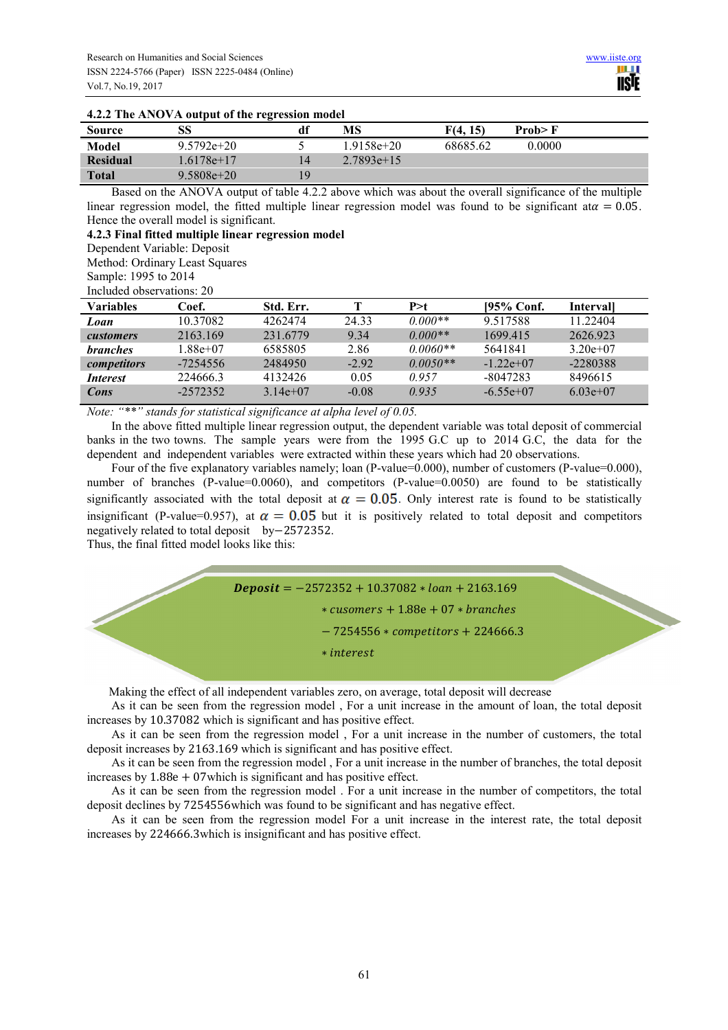**4.2.2 The ANOVA output of the regression model**

| Source | SS | df | MS | F(4, 15) | Prob> F |
|---|---|---|---|---|---|
| **Model** | 9.5792e+20 | 5 | 1.9158e+20 | 68685.62 | 0.0000 |
| **Residual** | 1.6178e+17 | 14 | 2.7893e+15 | | |
| **Total** | 9.5808e+20 | 19 | | | |

Based on the ANOVA output of table 4.2.2 above which was about the overall significance of the multiple linear regression model, the fitted multiple linear regression model was found to be significant at $\alpha = 0.05$. Hence the overall model is significant.

**4.2.3 Final fitted multiple linear regression model**

Dependent Variable: Deposit
Method: Ordinary Least Squares
Sample: 1995 to 2014
Included observations: 20

| Variables | Coef. | Std. Err. | T | P>t | [95% Conf. | Interval] |
|---|---|---|---|---|---|---|
| ***Loan*** | 10.37082 | 4262474 | 24.33 | *0.000*** | 9.517588 | 11.22404 |
| ***customers*** | 2163.169 | 231.6779 | 9.34 | *0.000*** | 1699.415 | 2626.923 |
| ***branches*** | 1.88e+07 | 6585805 | 2.86 | *0.0060*** | 5641841 | 3.20e+07 |
| ***competitors*** | -7254556 | 2484950 | -2.92 | *0.0050*** | -1.22e+07 | -2280388 |
| ***Interest*** | 224666.3 | 4132426 | 0.05 | *0.957* | -8047283 | 8496615 |
| ***Cons*** | -2572352 | 3.14e+07 | -0.08 | *0.935* | -6.55e+07 | 6.03e+07 |

*Note: "**" stands for statistical significance at alpha level of 0.05.*

In the above fitted multiple linear regression output, the dependent variable was total deposit of commercial banks in the two towns. The sample years were from the 1995 G.C up to 2014 G.C, the data for the dependent and independent variables were extracted within these years which had 20 observations.

Four of the five explanatory variables namely; loan (P-value=0.000), number of customers (P-value=0.000), number of branches (P-value=0.0060), and competitors (P-value=0.0050) are found to be statistically significantly associated with the total deposit at $\alpha = 0.05$. Only interest rate is found to be statistically insignificant (P-value=0.957), at $\alpha = 0.05$ but it is positively related to total deposit and competitors negatively related to total deposit by $-2572352$.

Thus, the final fitted model looks like this:

$$\textbf{Deposit} = -2572352 + 10.37082 * loan + 2163.169 * cusomers + 1.88e+07 * branches - 7254556 * competitors + 224666.3 * interest$$

Making the effect of all independent variables zero, on average, total deposit will decrease

As it can be seen from the regression model , For a unit increase in the amount of loan, the total deposit increases by 10.37082 which is significant and has positive effect.

As it can be seen from the regression model , For a unit increase in the number of customers, the total deposit increases by 2163.169 which is significant and has positive effect.

As it can be seen from the regression model , For a unit increase in the number of branches, the total deposit increases by $1.88e + 07$which is significant and has positive effect.

As it can be seen from the regression model . For a unit increase in the number of competitors, the total deposit declines by 7254556which was found to be significant and has negative effect.

As it can be seen from the regression model For a unit increase in the interest rate, the total deposit increases by 224666.3which is insignificant and has positive effect.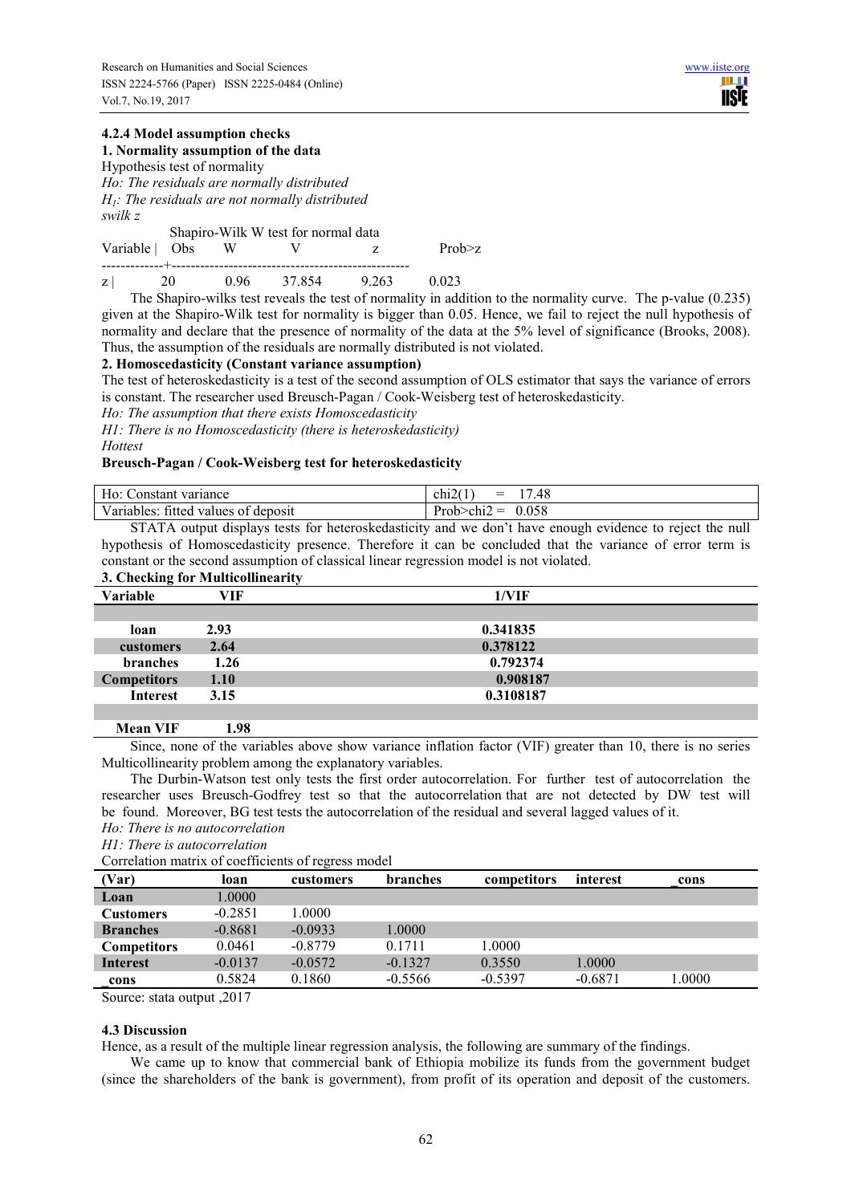### 4.2.4 Model assumption checks

**1. Normality assumption of the data**

Hypothesis test of normality

*Ho: The residuals are normally distributed*

*$H_1$: The residuals are not normally distributed*

*swilk z*

Shapiro-Wilk W test for normal data

| Variable | Obs | W | V | z | Prob>z |
|---|---|---|---|---|---|
| z | 20 | 0.96 | 37.854 | 9.263 | 0.023 |

The Shapiro-wilks test reveals the test of normality in addition to the normality curve. The p-value (0.235) given at the Shapiro-Wilk test for normality is bigger than 0.05. Hence, we fail to reject the null hypothesis of normality and declare that the presence of normality of the data at the 5% level of significance (Brooks, 2008). Thus, the assumption of the residuals are normally distributed is not violated.

**2. Homoscedasticity (Constant variance assumption)**

The test of heteroskedasticity is a test of the second assumption of OLS estimator that says the variance of errors is constant. The researcher used Breusch-Pagan / Cook-Weisberg test of heteroskedasticity.

*Ho: The assumption that there exists Homoscedasticity*

*H1: There is no Homoscedasticity (there is heteroskedasticity)*

*Hottest*

**Breusch-Pagan / Cook-Weisberg test for heteroskedasticity**

| Ho: Constant variance | chi2(1) = 17.48 |
|---|---|
| Variables: fitted values of deposit | Prob>chi2 = 0.058 |

STATA output displays tests for heteroskedasticity and we don't have enough evidence to reject the null hypothesis of Homoscedasticity presence. Therefore it can be concluded that the variance of error term is constant or the second assumption of classical linear regression model is not violated.

**3. Checking for Multicollinearity**

| Variable | VIF | 1/VIF |
|---|---|---|
| **loan** | **2.93** | **0.341835** |
| **customers** | **2.64** | **0.378122** |
| **branches** | **1.26** | **0.792374** |
| **Competitors** | **1.10** | **0.908187** |
| **Interest** | **3.15** | **0.3108187** |
| **Mean VIF** | **1.98** | |

Since, none of the variables above show variance inflation factor (VIF) greater than 10, there is no series Multicollinearity problem among the explanatory variables.

The Durbin-Watson test only tests the first order autocorrelation. For further test of autocorrelation the researcher uses Breusch-Godfrey test so that the autocorrelation that are not detected by DW test will be found. Moreover, BG test tests the autocorrelation of the residual and several lagged values of it.

*Ho: There is no autocorrelation*

*H1: There is autocorrelation*

Correlation matrix of coefficients of regress model

| (Var) | loan | customers | branches | competitors | interest | _cons |
|---|---|---|---|---|---|---|
| **Loan** | 1.0000 | | | | | |
| **Customers** | -0.2851 | 1.0000 | | | | |
| **Branches** | -0.8681 | -0.0933 | 1.0000 | | | |
| **Competitors** | 0.0461 | -0.8779 | 0.1711 | 1.0000 | | |
| **Interest** | -0.0137 | -0.0572 | -0.1327 | 0.3550 | 1.0000 | |
| **_cons** | 0.5824 | 0.1860 | -0.5566 | -0.5397 | -0.6871 | 1.0000 |

Source: stata output ,2017

### 4.3 Discussion

Hence, as a result of the multiple linear regression analysis, the following are summary of the findings.

We came up to know that commercial bank of Ethiopia mobilize its funds from the government budget (since the shareholders of the bank is government), from profit of its operation and deposit of the customers.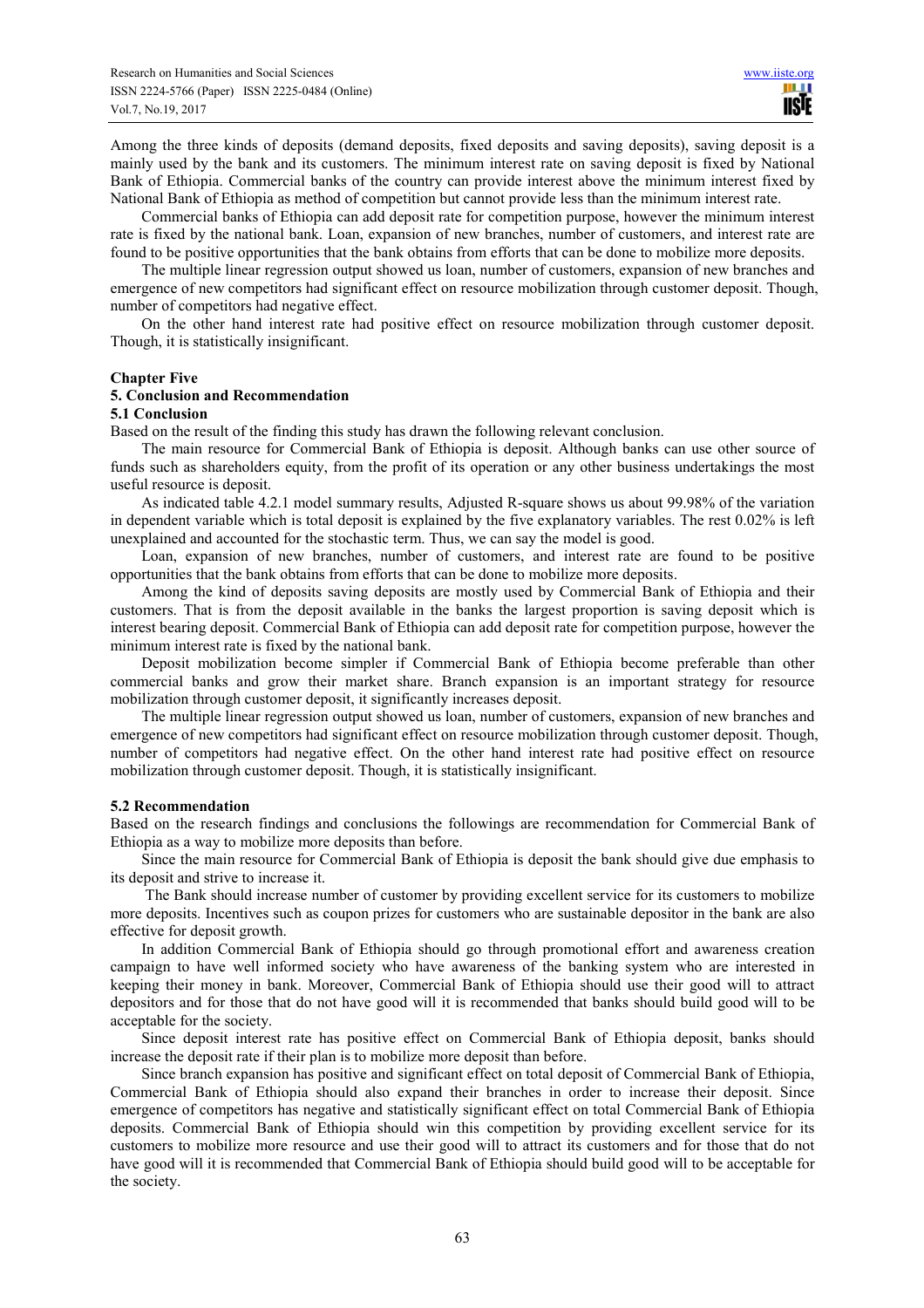Among the three kinds of deposits (demand deposits, fixed deposits and saving deposits), saving deposit is a mainly used by the bank and its customers. The minimum interest rate on saving deposit is fixed by National Bank of Ethiopia. Commercial banks of the country can provide interest above the minimum interest fixed by National Bank of Ethiopia as method of competition but cannot provide less than the minimum interest rate.

Commercial banks of Ethiopia can add deposit rate for competition purpose, however the minimum interest rate is fixed by the national bank. Loan, expansion of new branches, number of customers, and interest rate are found to be positive opportunities that the bank obtains from efforts that can be done to mobilize more deposits.

The multiple linear regression output showed us loan, number of customers, expansion of new branches and emergence of new competitors had significant effect on resource mobilization through customer deposit. Though, number of competitors had negative effect.

On the other hand interest rate had positive effect on resource mobilization through customer deposit. Though, it is statistically insignificant.

# Chapter Five

## 5. Conclusion and Recommendation

### 5.1 Conclusion

Based on the result of the finding this study has drawn the following relevant conclusion.

The main resource for Commercial Bank of Ethiopia is deposit. Although banks can use other source of funds such as shareholders equity, from the profit of its operation or any other business undertakings the most useful resource is deposit.

As indicated table 4.2.1 model summary results, Adjusted R-square shows us about 99.98% of the variation in dependent variable which is total deposit is explained by the five explanatory variables. The rest 0.02% is left unexplained and accounted for the stochastic term. Thus, we can say the model is good.

Loan, expansion of new branches, number of customers, and interest rate are found to be positive opportunities that the bank obtains from efforts that can be done to mobilize more deposits.

Among the kind of deposits saving deposits are mostly used by Commercial Bank of Ethiopia and their customers. That is from the deposit available in the banks the largest proportion is saving deposit which is interest bearing deposit. Commercial Bank of Ethiopia can add deposit rate for competition purpose, however the minimum interest rate is fixed by the national bank.

Deposit mobilization become simpler if Commercial Bank of Ethiopia become preferable than other commercial banks and grow their market share. Branch expansion is an important strategy for resource mobilization through customer deposit, it significantly increases deposit.

The multiple linear regression output showed us loan, number of customers, expansion of new branches and emergence of new competitors had significant effect on resource mobilization through customer deposit. Though, number of competitors had negative effect. On the other hand interest rate had positive effect on resource mobilization through customer deposit. Though, it is statistically insignificant.

### 5.2 Recommendation

Based on the research findings and conclusions the followings are recommendation for Commercial Bank of Ethiopia as a way to mobilize more deposits than before.

Since the main resource for Commercial Bank of Ethiopia is deposit the bank should give due emphasis to its deposit and strive to increase it.

The Bank should increase number of customer by providing excellent service for its customers to mobilize more deposits. Incentives such as coupon prizes for customers who are sustainable depositor in the bank are also effective for deposit growth.

In addition Commercial Bank of Ethiopia should go through promotional effort and awareness creation campaign to have well informed society who have awareness of the banking system who are interested in keeping their money in bank. Moreover, Commercial Bank of Ethiopia should use their good will to attract depositors and for those that do not have good will it is recommended that banks should build good will to be acceptable for the society.

Since deposit interest rate has positive effect on Commercial Bank of Ethiopia deposit, banks should increase the deposit rate if their plan is to mobilize more deposit than before.

Since branch expansion has positive and significant effect on total deposit of Commercial Bank of Ethiopia, Commercial Bank of Ethiopia should also expand their branches in order to increase their deposit. Since emergence of competitors has negative and statistically significant effect on total Commercial Bank of Ethiopia deposits. Commercial Bank of Ethiopia should win this competition by providing excellent service for its customers to mobilize more resource and use their good will to attract its customers and for those that do not have good will it is recommended that Commercial Bank of Ethiopia should build good will to be acceptable for the society.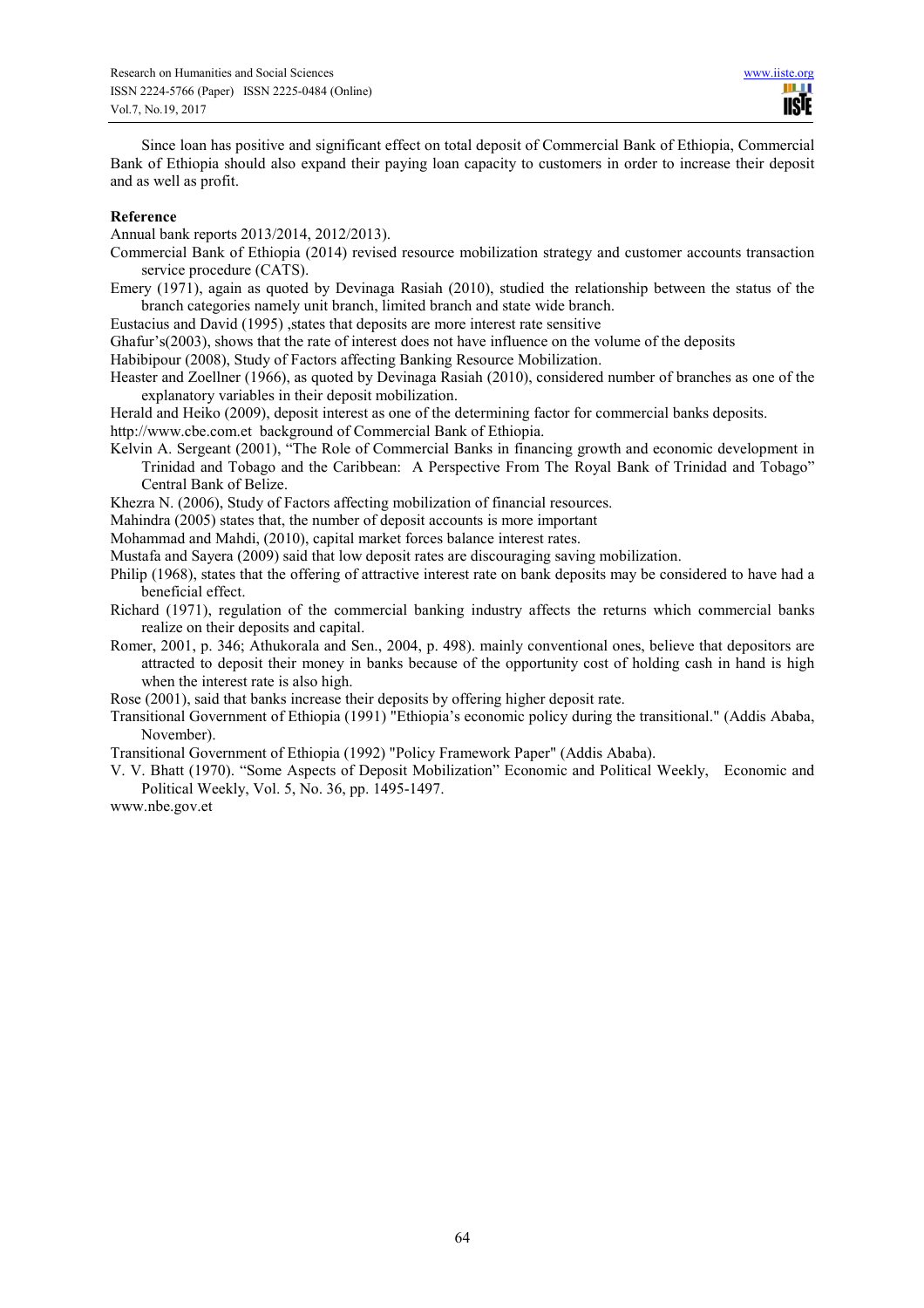Since loan has positive and significant effect on total deposit of Commercial Bank of Ethiopia, Commercial Bank of Ethiopia should also expand their paying loan capacity to customers in order to increase their deposit and as well as profit.

**Reference**

Annual bank reports 2013/2014, 2012/2013).

Commercial Bank of Ethiopia (2014) revised resource mobilization strategy and customer accounts transaction service procedure (CATS).

Emery (1971), again as quoted by Devinaga Rasiah (2010), studied the relationship between the status of the branch categories namely unit branch, limited branch and state wide branch.

Eustacius and David (1995) ,states that deposits are more interest rate sensitive

Ghafur's(2003), shows that the rate of interest does not have influence on the volume of the deposits

Habibipour (2008), Study of Factors affecting Banking Resource Mobilization.

Heaster and Zoellner (1966), as quoted by Devinaga Rasiah (2010), considered number of branches as one of the explanatory variables in their deposit mobilization.

Herald and Heiko (2009), deposit interest as one of the determining factor for commercial banks deposits.

http://www.cbe.com.et background of Commercial Bank of Ethiopia.

Kelvin A. Sergeant (2001), "The Role of Commercial Banks in financing growth and economic development in Trinidad and Tobago and the Caribbean: A Perspective From The Royal Bank of Trinidad and Tobago" Central Bank of Belize.

Khezra N. (2006), Study of Factors affecting mobilization of financial resources.

Mahindra (2005) states that, the number of deposit accounts is more important

Mohammad and Mahdi, (2010), capital market forces balance interest rates.

Mustafa and Sayera (2009) said that low deposit rates are discouraging saving mobilization.

Philip (1968), states that the offering of attractive interest rate on bank deposits may be considered to have had a beneficial effect.

Richard (1971), regulation of the commercial banking industry affects the returns which commercial banks realize on their deposits and capital.

Romer, 2001, p. 346; Athukorala and Sen., 2004, p. 498). mainly conventional ones, believe that depositors are attracted to deposit their money in banks because of the opportunity cost of holding cash in hand is high when the interest rate is also high.

Rose (2001), said that banks increase their deposits by offering higher deposit rate.

Transitional Government of Ethiopia (1991) "Ethiopia's economic policy during the transitional." (Addis Ababa, November).

Transitional Government of Ethiopia (1992) "Policy Framework Paper" (Addis Ababa).

V. V. Bhatt (1970). "Some Aspects of Deposit Mobilization" Economic and Political Weekly, Economic and Political Weekly, Vol. 5, No. 36, pp. 1495-1497.

www.nbe.gov.et